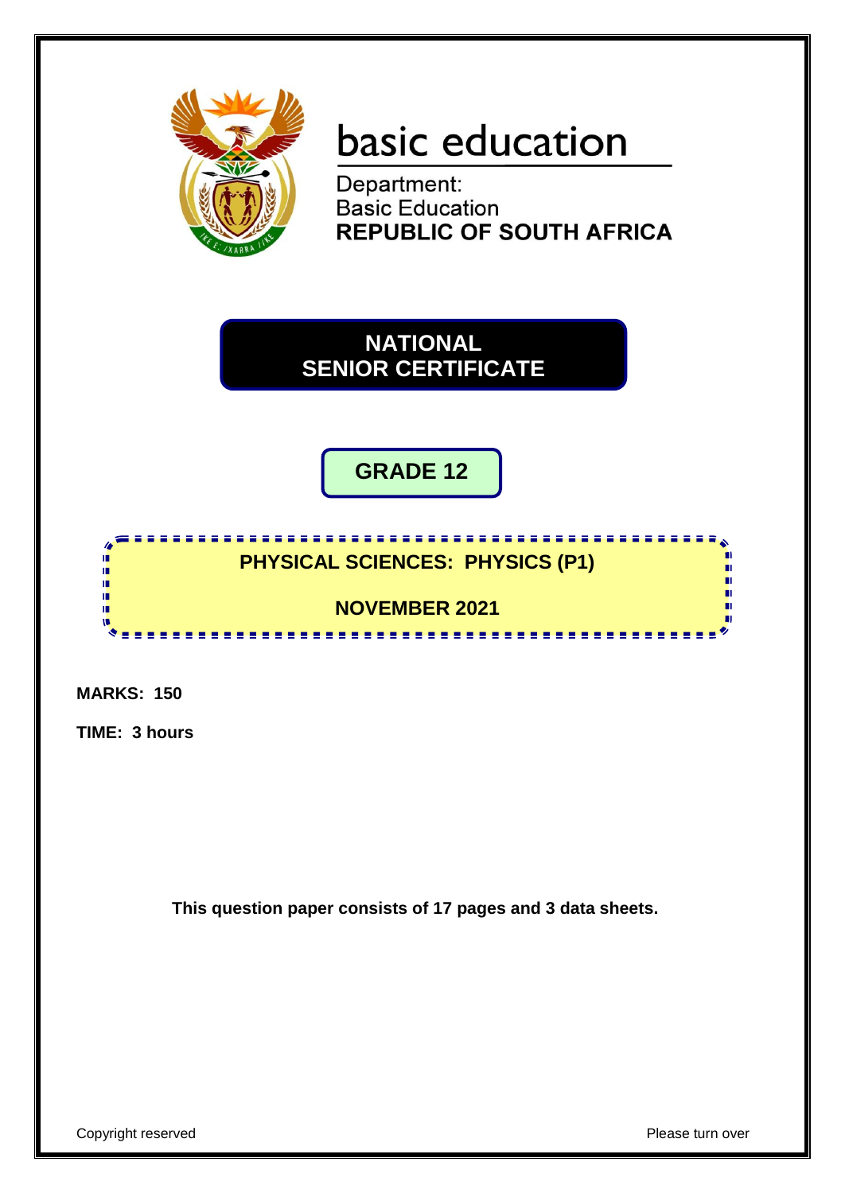basic education

Department:
Basic Education
**REPUBLIC OF SOUTH AFRICA**

# NATIONAL SENIOR CERTIFICATE

## GRADE 12

## PHYSICAL SCIENCES: PHYSICS (P1)

## NOVEMBER 2021

**MARKS: 150**

**TIME: 3 hours**

**This question paper consists of 17 pages and 3 data sheets.**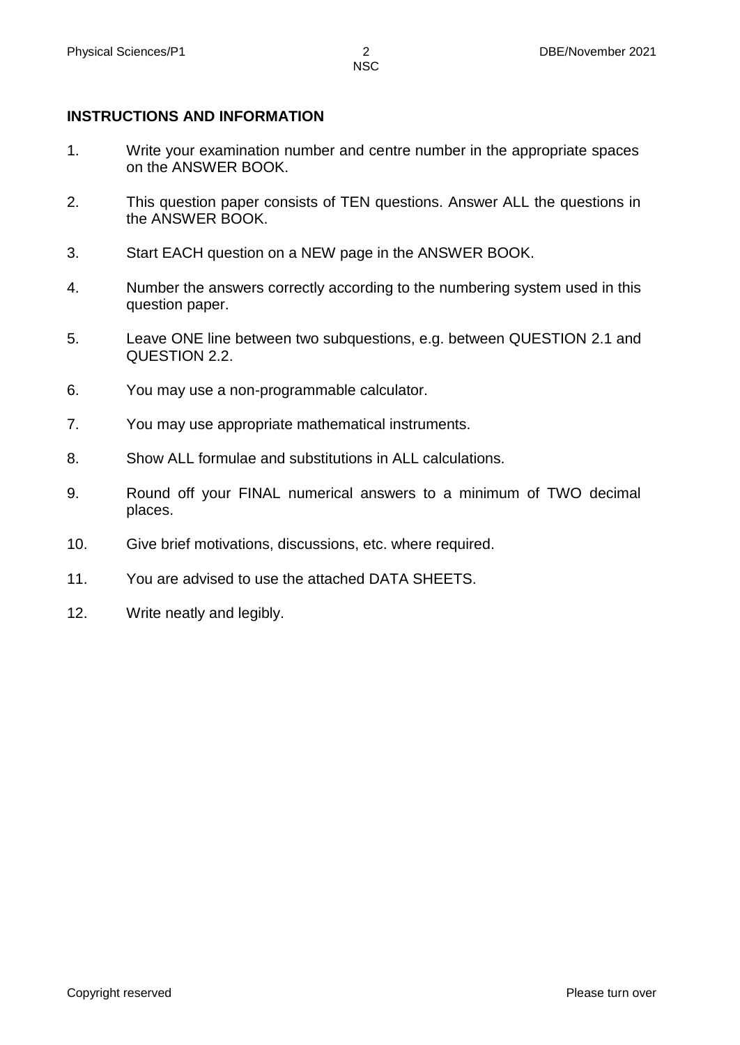## INSTRUCTIONS AND INFORMATION

1. Write your examination number and centre number in the appropriate spaces on the ANSWER BOOK.
2. This question paper consists of TEN questions. Answer ALL the questions in the ANSWER BOOK.
3. Start EACH question on a NEW page in the ANSWER BOOK.
4. Number the answers correctly according to the numbering system used in this question paper.
5. Leave ONE line between two subquestions, e.g. between QUESTION 2.1 and QUESTION 2.2.
6. You may use a non-programmable calculator.
7. You may use appropriate mathematical instruments.
8. Show ALL formulae and substitutions in ALL calculations.
9. Round off your FINAL numerical answers to a minimum of TWO decimal places.
10. Give brief motivations, discussions, etc. where required.
11. You are advised to use the attached DATA SHEETS.
12. Write neatly and legibly.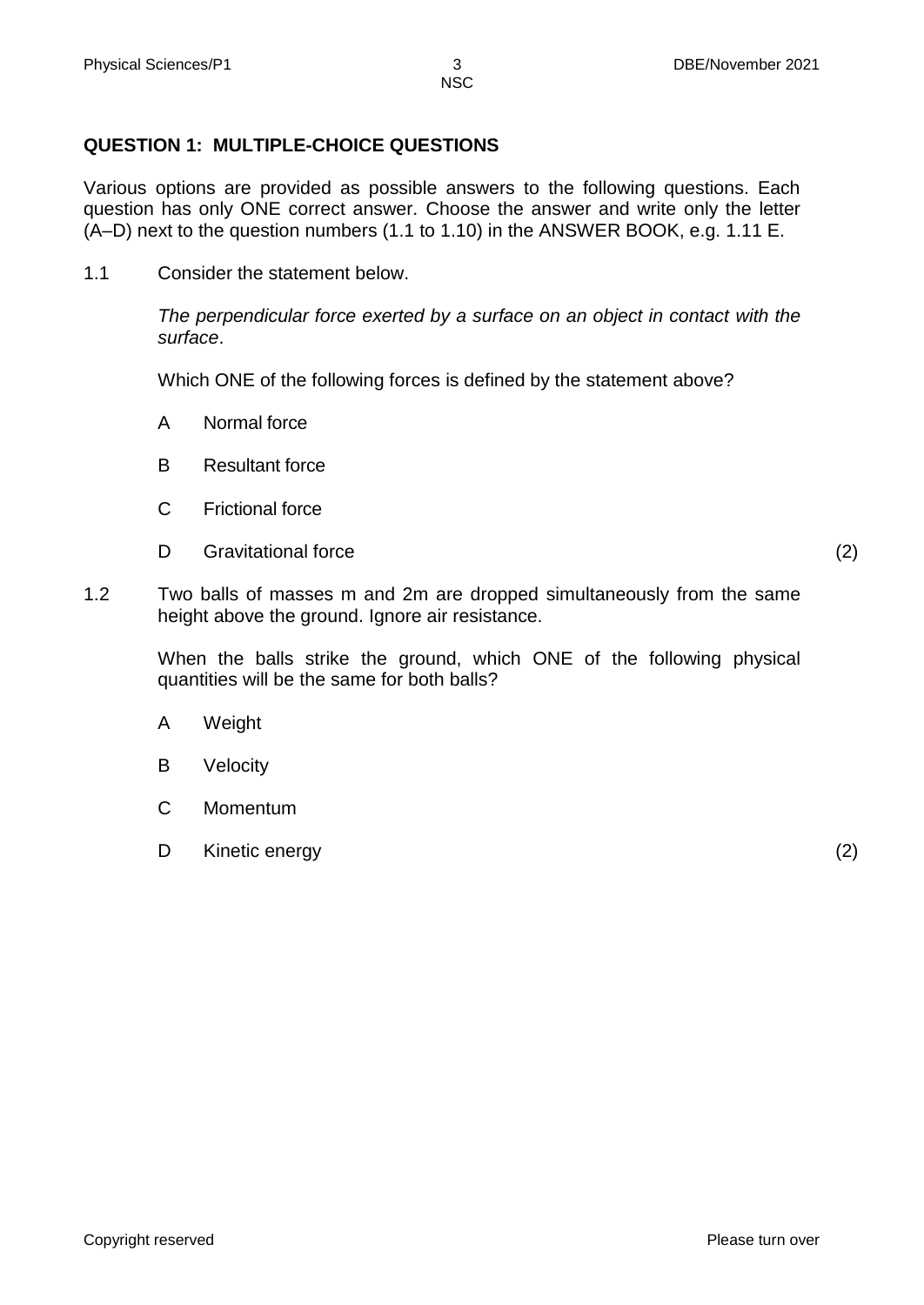## QUESTION 1: MULTIPLE-CHOICE QUESTIONS

Various options are provided as possible answers to the following questions. Each question has only ONE correct answer. Choose the answer and write only the letter (A–D) next to the question numbers (1.1 to 1.10) in the ANSWER BOOK, e.g. 1.11 E.

1.1 Consider the statement below.

*The perpendicular force exerted by a surface on an object in contact with the surface*.

Which ONE of the following forces is defined by the statement above?

A Normal force

B Resultant force

C Frictional force

D Gravitational force (2)

1.2 Two balls of masses m and 2m are dropped simultaneously from the same height above the ground. Ignore air resistance.

When the balls strike the ground, which ONE of the following physical quantities will be the same for both balls?

A Weight

B Velocity

C Momentum

D Kinetic energy (2)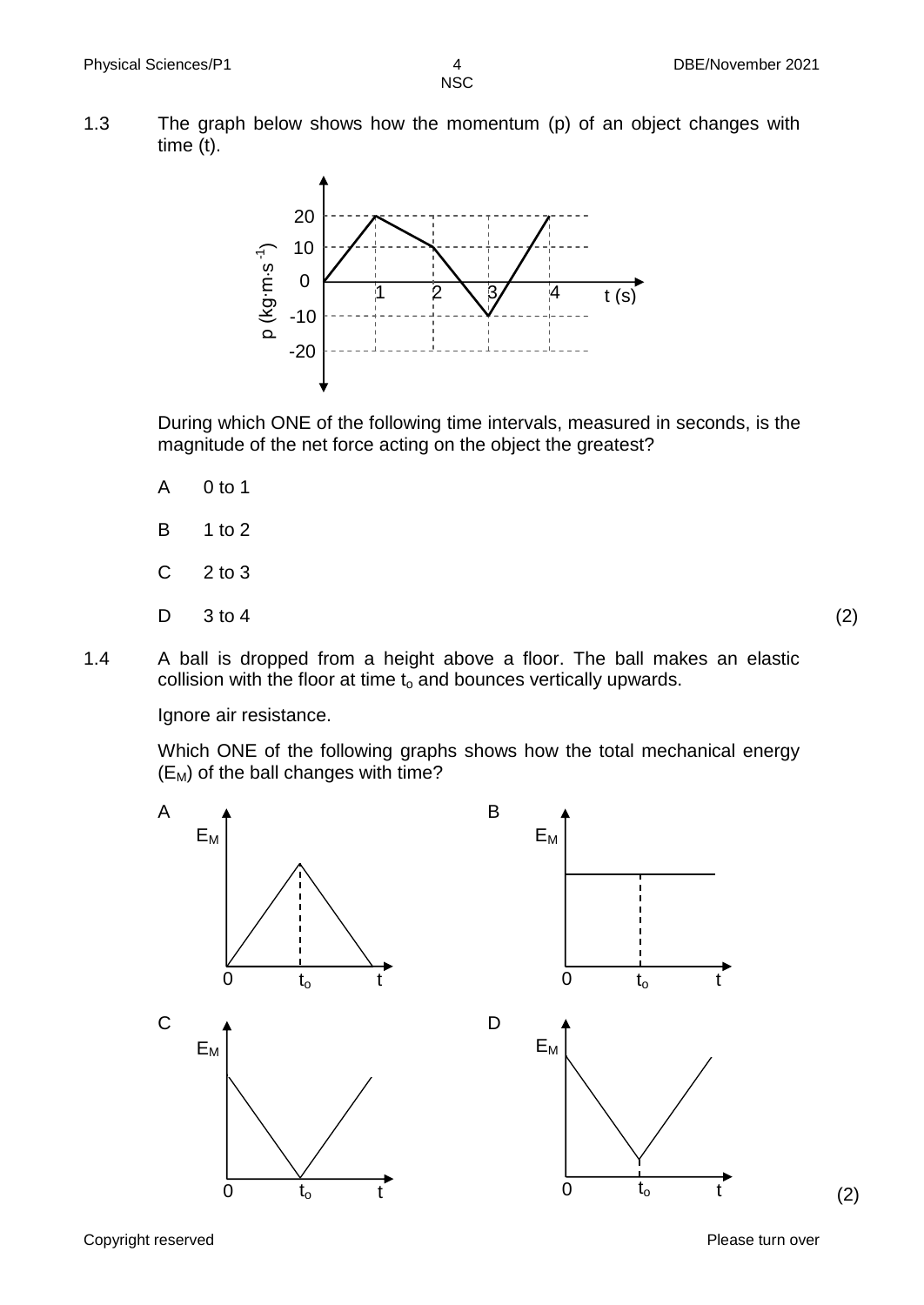1.3 The graph below shows how the momentum (p) of an object changes with time (t).

During which ONE of the following time intervals, measured in seconds, is the magnitude of the net force acting on the object the greatest?

A 0 to 1

B 1 to 2

C 2 to 3

D 3 to 4 (2)

1.4 A ball is dropped from a height above a floor. The ball makes an elastic collision with the floor at time $t_o$ and bounces vertically upwards.

Ignore air resistance.

Which ONE of the following graphs shows how the total mechanical energy ($E_M$) of the ball changes with time?

(2)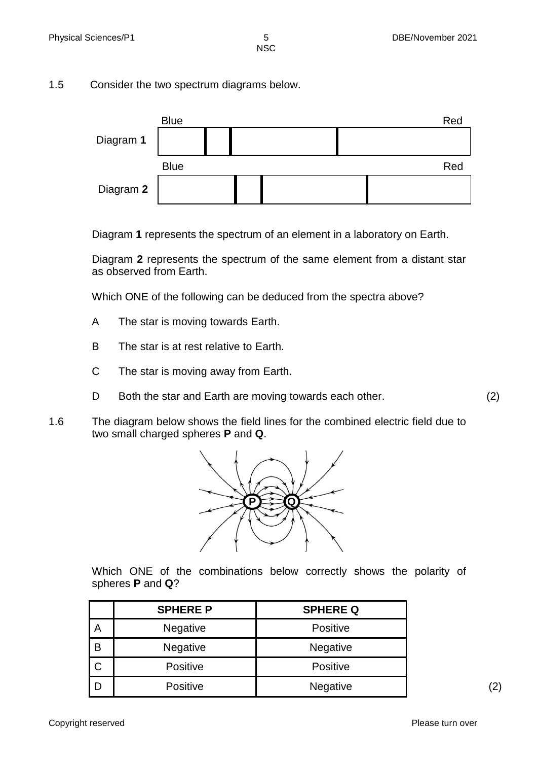1.5 Consider the two spectrum diagrams below.

Diagram **1** represents the spectrum of an element in a laboratory on Earth.

Diagram **2** represents the spectrum of the same element from a distant star as observed from Earth.

Which ONE of the following can be deduced from the spectra above?

A The star is moving towards Earth.

B The star is at rest relative to Earth.

C The star is moving away from Earth.

D Both the star and Earth are moving towards each other. (2)

1.6 The diagram below shows the field lines for the combined electric field due to two small charged spheres **P** and **Q**.

Which ONE of the combinations below correctly shows the polarity of spheres **P** and **Q**?

| | SPHERE P | SPHERE Q |
|---|---|---|
| A | Negative | Positive |
| B | Negative | Negative |
| C | Positive | Positive |
| D | Positive | Negative |

(2)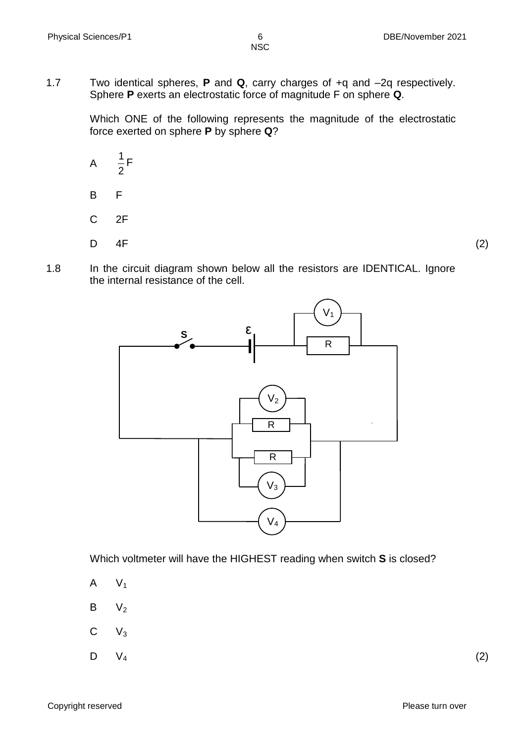1.7 Two identical spheres, **P** and **Q**, carry charges of +q and –2q respectively. Sphere **P** exerts an electrostatic force of magnitude F on sphere **Q**.

Which ONE of the following represents the magnitude of the electrostatic force exerted on sphere **P** by sphere **Q**?

A $\frac{1}{2}F$

B F

C 2F

D 4F (2)

1.8 In the circuit diagram shown below all the resistors are IDENTICAL. Ignore the internal resistance of the cell.

Which voltmeter will have the HIGHEST reading when switch **S** is closed?

A $V_1$

B $V_2$

C $V_3$

D $V_4$ (2)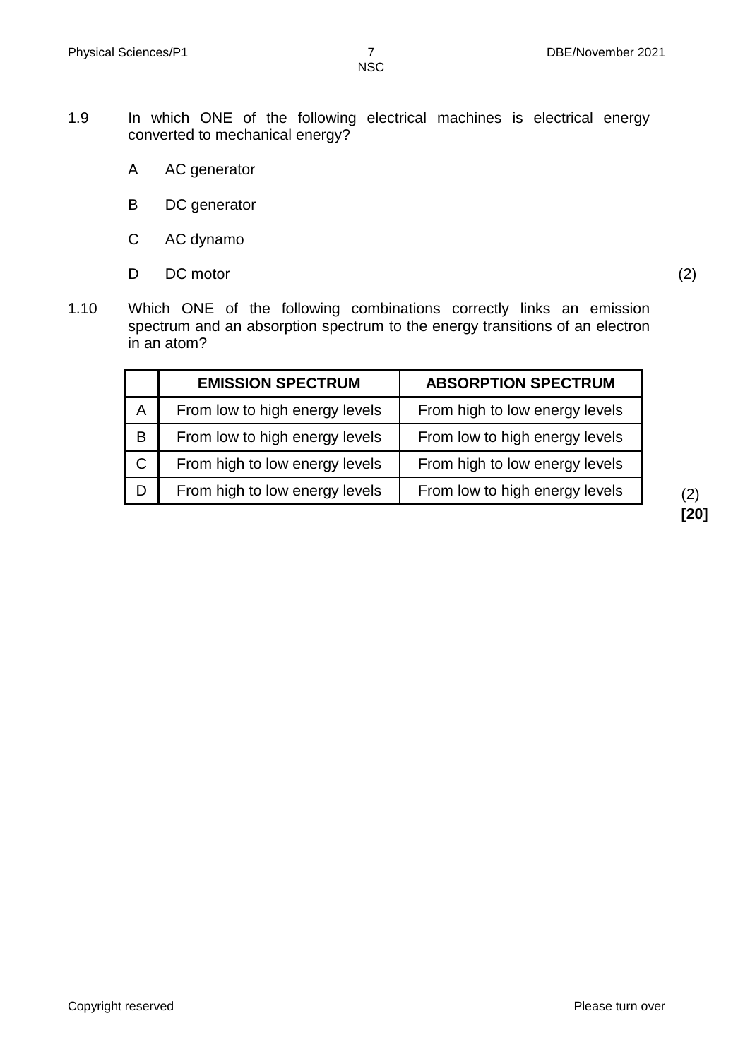1.9 In which ONE of the following electrical machines is electrical energy converted to mechanical energy?

A AC generator

B DC generator

C AC dynamo

D DC motor (2)

1.10 Which ONE of the following combinations correctly links an emission spectrum and an absorption spectrum to the energy transitions of an electron in an atom?

| | EMISSION SPECTRUM | ABSORPTION SPECTRUM |
|---|---|---|
| A | From low to high energy levels | From high to low energy levels |
| B | From low to high energy levels | From low to high energy levels |
| C | From high to low energy levels | From high to low energy levels |
| D | From high to low energy levels | From low to high energy levels |

(2)
**[20]**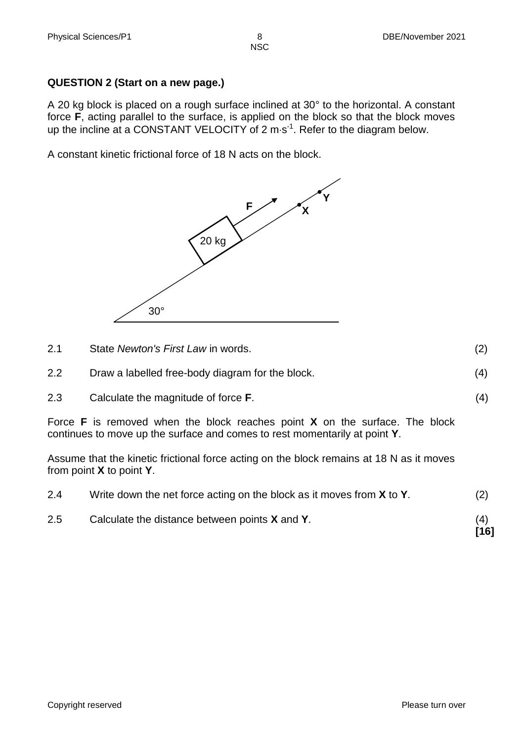**QUESTION 2 (Start on a new page.)**

A 20 kg block is placed on a rough surface inclined at 30° to the horizontal. A constant force **F**, acting parallel to the surface, is applied on the block so that the block moves up the incline at a CONSTANT VELOCITY of 2 $m \cdot s^{-1}$. Refer to the diagram below.

A constant kinetic frictional force of 18 N acts on the block.

2.1 State *Newton's First Law* in words. (2)

2.2 Draw a labelled free-body diagram for the block. (4)

2.3 Calculate the magnitude of force **F**. (4)

Force **F** is removed when the block reaches point **X** on the surface. The block continues to move up the surface and comes to rest momentarily at point **Y**.

Assume that the kinetic frictional force acting on the block remains at 18 N as it moves from point **X** to point **Y**.

2.4 Write down the net force acting on the block as it moves from **X** to **Y**. (2)

2.5 Calculate the distance between points **X** and **Y**. (4)

**[16]**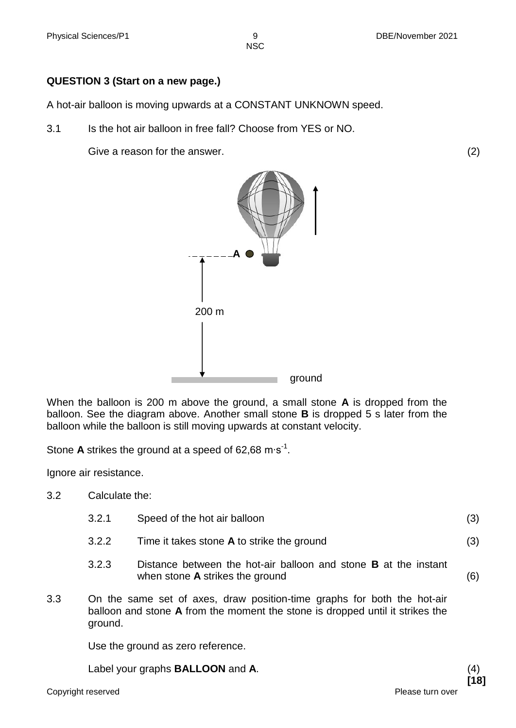**QUESTION 3 (Start on a new page.)**

A hot-air balloon is moving upwards at a CONSTANT UNKNOWN speed.

3.1 Is the hot air balloon in free fall? Choose from YES or NO.

Give a reason for the answer. (2)

When the balloon is 200 m above the ground, a small stone **A** is dropped from the balloon. See the diagram above. Another small stone **B** is dropped 5 s later from the balloon while the balloon is still moving upwards at constant velocity.

Stone **A** strikes the ground at a speed of 62,68 $m \cdot s^{-1}$.

Ignore air resistance.

3.2 Calculate the:

3.2.1 Speed of the hot air balloon (3)

3.2.2 Time it takes stone **A** to strike the ground (3)

3.2.3 Distance between the hot-air balloon and stone **B** at the instant when stone **A** strikes the ground (6)

3.3 On the same set of axes, draw position-time graphs for both the hot-air balloon and stone **A** from the moment the stone is dropped until it strikes the ground.

Use the ground as zero reference.

Label your graphs **BALLOON** and **A**. (4)

**[18]**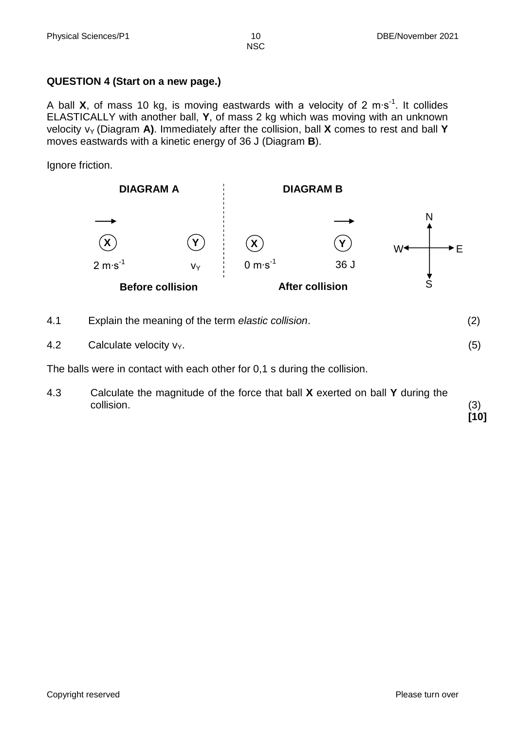## QUESTION 4 (Start on a new page.)

A ball **X**, of mass 10 kg, is moving eastwards with a velocity of 2 $m \cdot s^{-1}$. It collides ELASTICALLY with another ball, **Y**, of mass 2 kg which was moving with an unknown velocity $v_Y$ (Diagram **A)**. Immediately after the collision, ball **X** comes to rest and ball **Y** moves eastwards with a kinetic energy of 36 J (Diagram **B**).

Ignore friction.

**DIAGRAM A** — **Before collision**: X (→) 2 $m \cdot s^{-1}$; Y $v_Y$

**DIAGRAM B** — **After collision**: X 0 $m \cdot s^{-1}$; Y (→) 36 J

(Compass: N, S, E, W)

4.1 Explain the meaning of the term *elastic collision*. (2)

4.2 Calculate velocity $v_Y$. (5)

The balls were in contact with each other for 0,1 s during the collision.

4.3 Calculate the magnitude of the force that ball **X** exerted on ball **Y** during the collision. (3)

**[10]**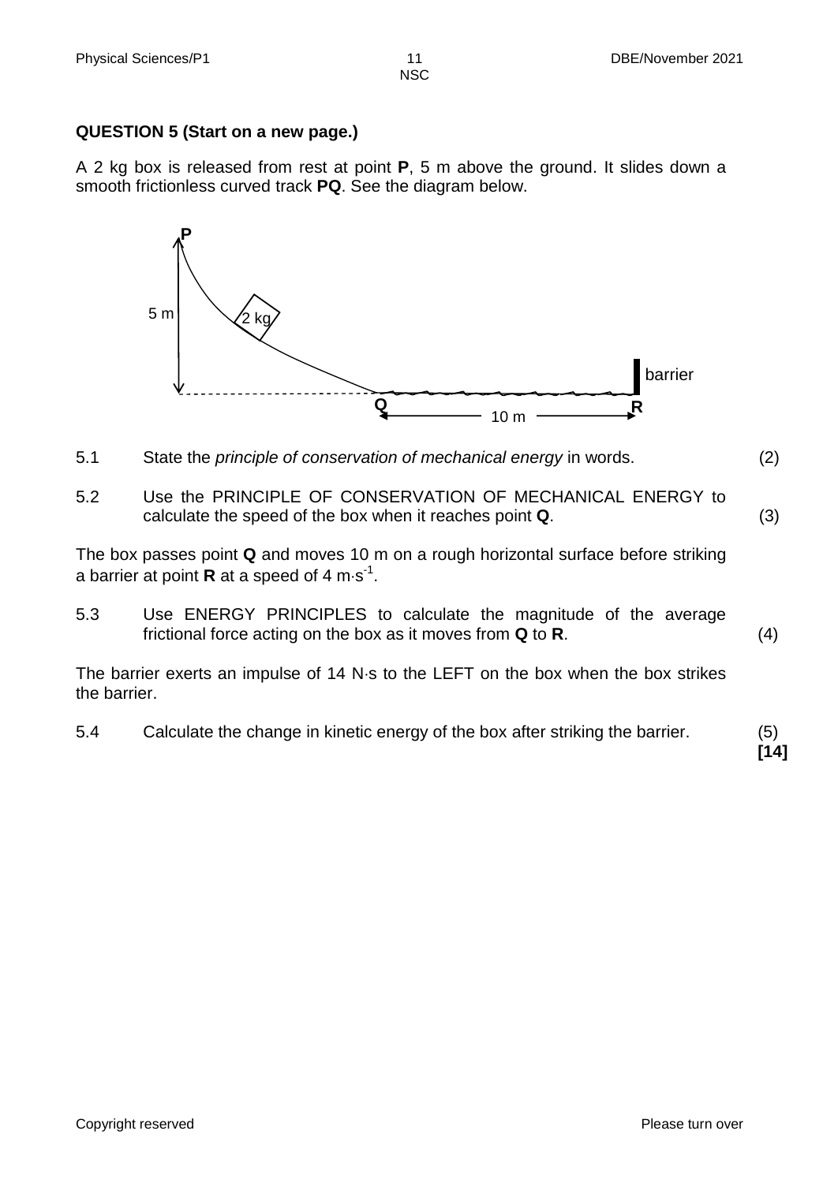**QUESTION 5 (Start on a new page.)**

A 2 kg box is released from rest at point **P**, 5 m above the ground. It slides down a smooth frictionless curved track **PQ**. See the diagram below.

5.1 State the *principle of conservation of mechanical energy* in words. (2)

5.2 Use the PRINCIPLE OF CONSERVATION OF MECHANICAL ENERGY to calculate the speed of the box when it reaches point **Q**. (3)

The box passes point **Q** and moves 10 m on a rough horizontal surface before striking a barrier at point **R** at a speed of 4 $m \cdot s^{-1}$.

5.3 Use ENERGY PRINCIPLES to calculate the magnitude of the average frictional force acting on the box as it moves from **Q** to **R**. (4)

The barrier exerts an impulse of 14 N·s to the LEFT on the box when the box strikes the barrier.

5.4 Calculate the change in kinetic energy of the box after striking the barrier. (5)

**[14]**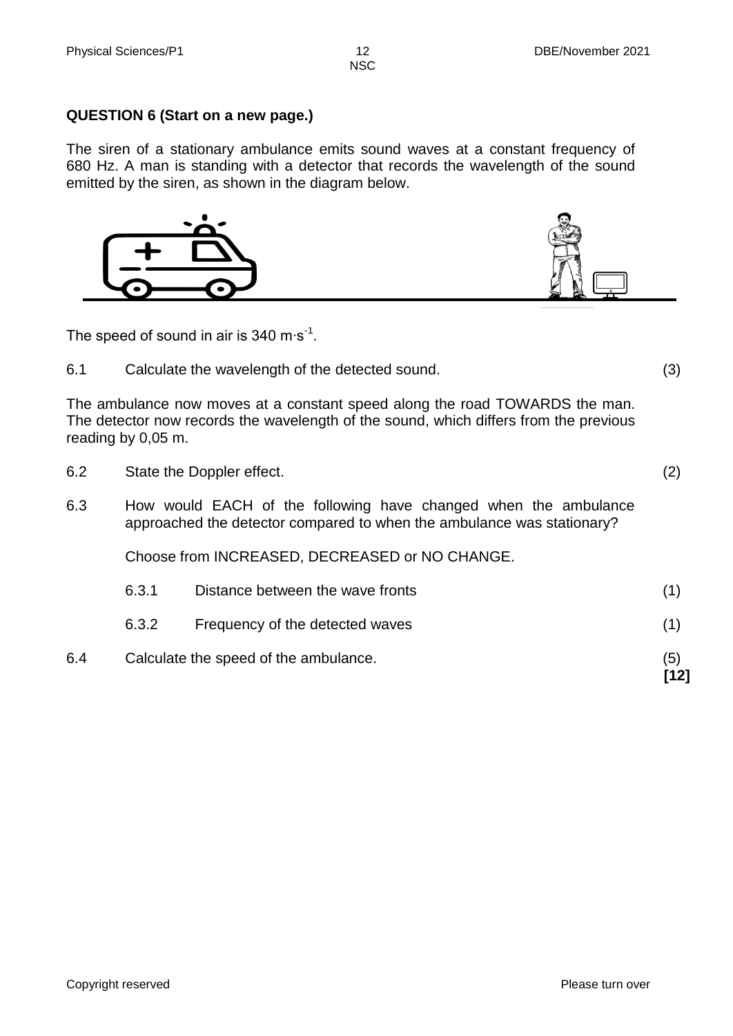**QUESTION 6 (Start on a new page.)**

The siren of a stationary ambulance emits sound waves at a constant frequency of 680 Hz. A man is standing with a detector that records the wavelength of the sound emitted by the siren, as shown in the diagram below.

The speed of sound in air is 340 $m \cdot s^{-1}$.

6.1 Calculate the wavelength of the detected sound. (3)

The ambulance now moves at a constant speed along the road TOWARDS the man. The detector now records the wavelength of the sound, which differs from the previous reading by 0,05 m.

6.2 State the Doppler effect. (2)

6.3 How would EACH of the following have changed when the ambulance approached the detector compared to when the ambulance was stationary?

Choose from INCREASED, DECREASED or NO CHANGE.

6.3.1 Distance between the wave fronts (1)

6.3.2 Frequency of the detected waves (1)

6.4 Calculate the speed of the ambulance. (5)

**[12]**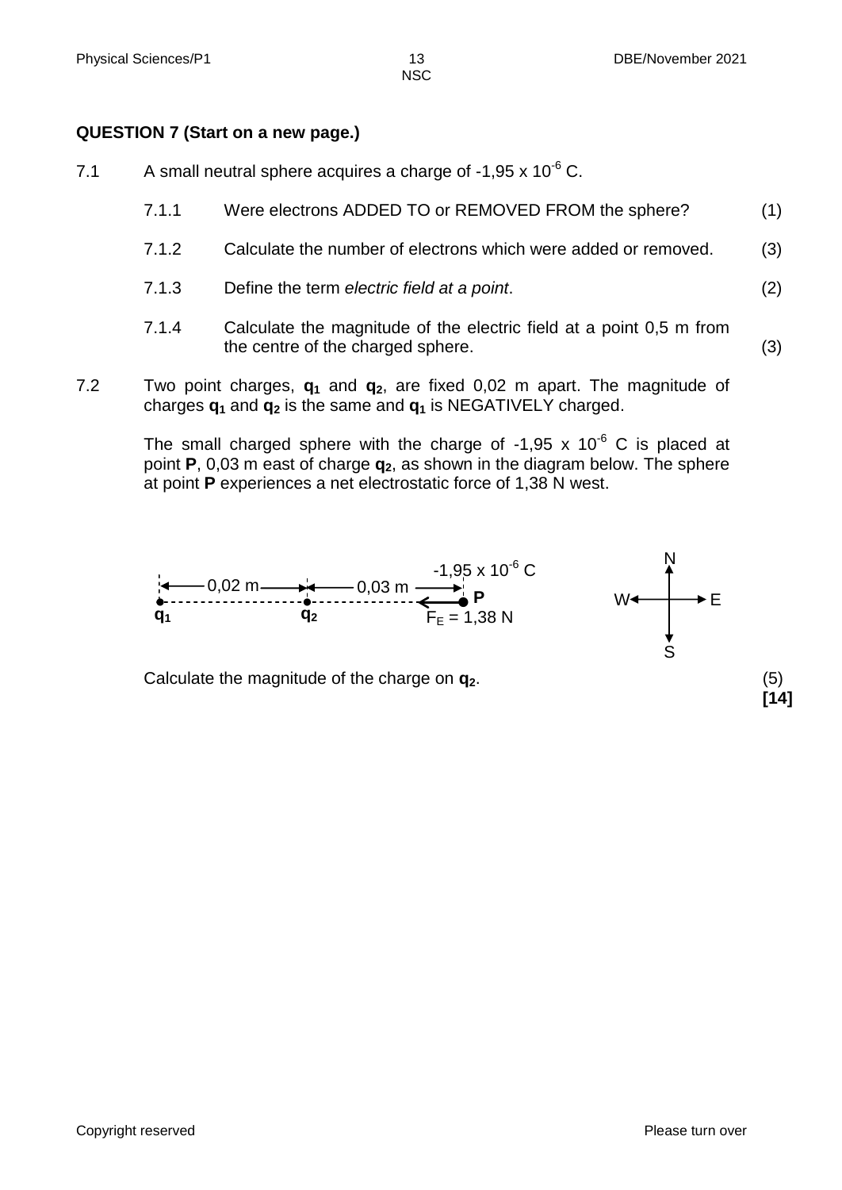**QUESTION 7 (Start on a new page.)**

7.1 A small neutral sphere acquires a charge of $-1{,}95 \times 10^{-6}$ C.

7.1.1 Were electrons ADDED TO or REMOVED FROM the sphere? (1)

7.1.2 Calculate the number of electrons which were added or removed. (3)

7.1.3 Define the term *electric field at a point*. (2)

7.1.4 Calculate the magnitude of the electric field at a point 0,5 m from the centre of the charged sphere. (3)

7.2 Two point charges, $\mathbf{q_1}$ and $\mathbf{q_2}$, are fixed 0,02 m apart. The magnitude of charges $\mathbf{q_1}$ and $\mathbf{q_2}$ is the same and $\mathbf{q_1}$ is NEGATIVELY charged.

The small charged sphere with the charge of $-1{,}95 \times 10^{-6}$ C is placed at point **P**, 0,03 m east of charge $\mathbf{q_2}$, as shown in the diagram below. The sphere at point **P** experiences a net electrostatic force of 1,38 N west.

$\mathbf{q_1}$ ←0,02 m→ $\mathbf{q_2}$ ←0,03 m→ **P** ($-1{,}95 \times 10^{-6}$ C, $F_E = 1{,}38$ N)

N / W — E / S

Calculate the magnitude of the charge on $\mathbf{q_2}$. (5)

**[14]**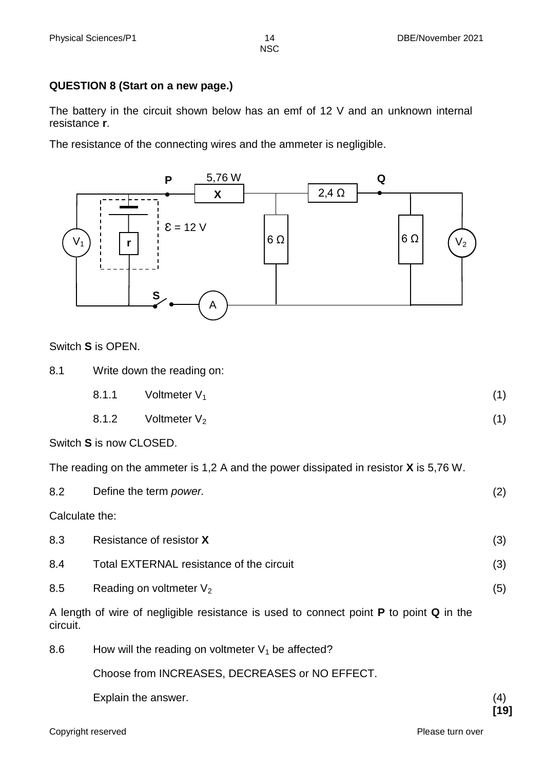**QUESTION 8 (Start on a new page.)**

The battery in the circuit shown below has an emf of 12 V and an unknown internal resistance **r**.

The resistance of the connecting wires and the ammeter is negligible.

Switch **S** is OPEN.

8.1 Write down the reading on:

- 8.1.1 Voltmeter $V_1$ (1)
- 8.1.2 Voltmeter $V_2$ (1)

Switch **S** is now CLOSED.

The reading on the ammeter is 1,2 A and the power dissipated in resistor **X** is 5,76 W.

8.2 Define the term *power.* (2)

Calculate the:

8.3 Resistance of resistor **X** (3)

8.4 Total EXTERNAL resistance of the circuit (3)

8.5 Reading on voltmeter $V_2$ (5)

A length of wire of negligible resistance is used to connect point **P** to point **Q** in the circuit.

8.6 How will the reading on voltmeter $V_1$ be affected?

Choose from INCREASES, DECREASES or NO EFFECT.

Explain the answer. (4)

**[19]**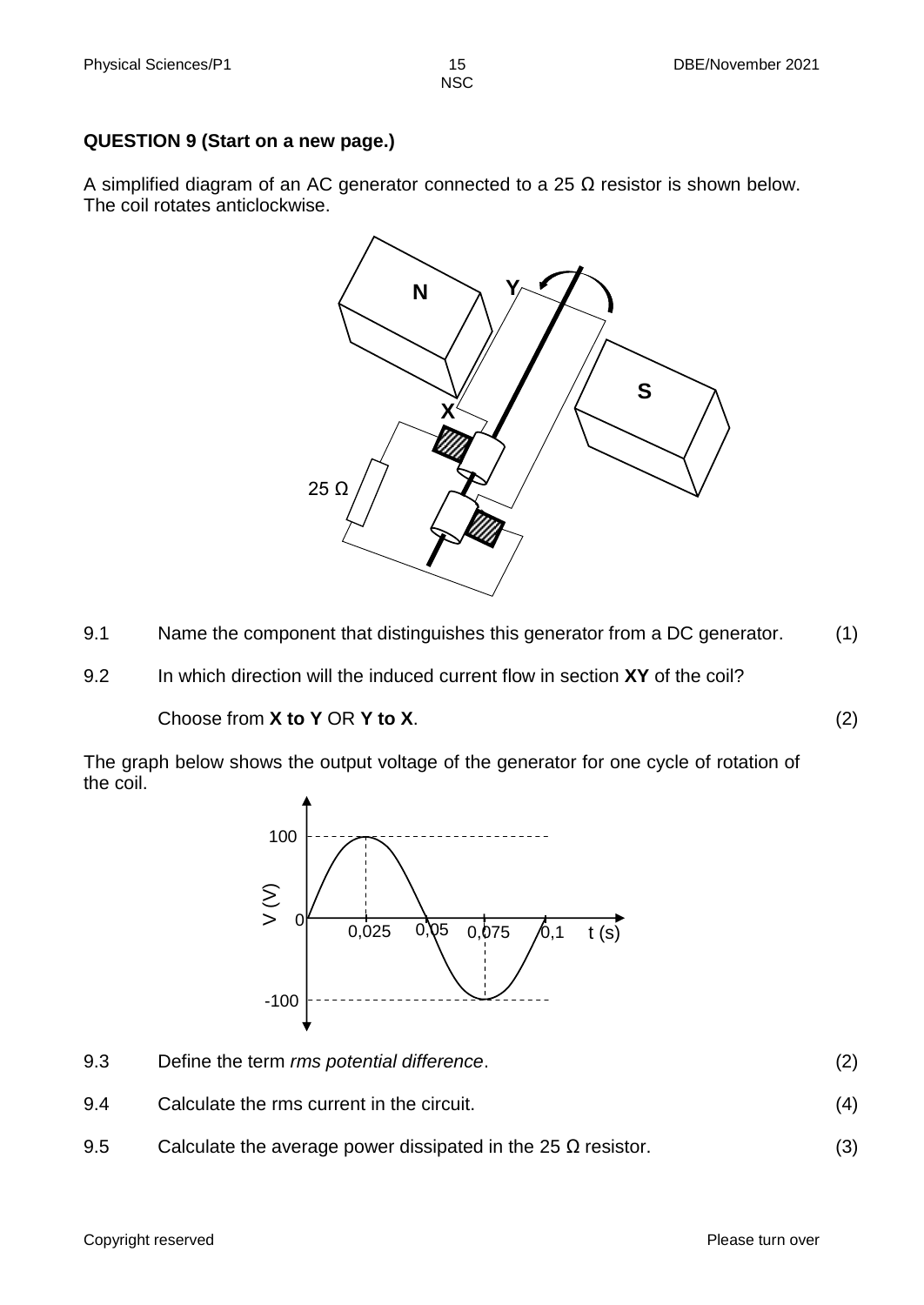**QUESTION 9 (Start on a new page.)**

A simplified diagram of an AC generator connected to a 25 Ω resistor is shown below. The coil rotates anticlockwise.

9.1 Name the component that distinguishes this generator from a DC generator. (1)

9.2 In which direction will the induced current flow in section **XY** of the coil?

Choose from **X to Y** OR **Y to X**. (2)

The graph below shows the output voltage of the generator for one cycle of rotation of the coil.

9.3 Define the term *rms potential difference*. (2)

9.4 Calculate the rms current in the circuit. (4)

9.5 Calculate the average power dissipated in the 25 Ω resistor. (3)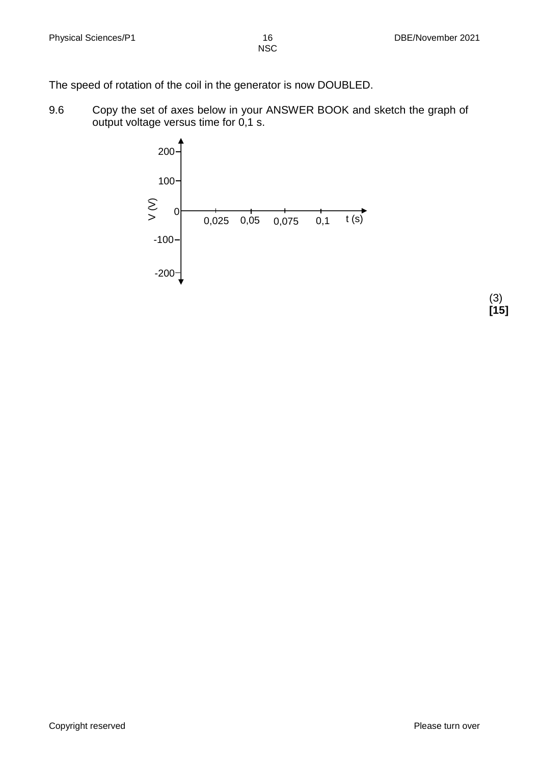The speed of rotation of the coil in the generator is now DOUBLED.

9.6 Copy the set of axes below in your ANSWER BOOK and sketch the graph of output voltage versus time for 0,1 s.

V (V): 200, 100, 0, -100, -200

t (s): 0,025, 0,05, 0,075, 0,1

(3)
**[15]**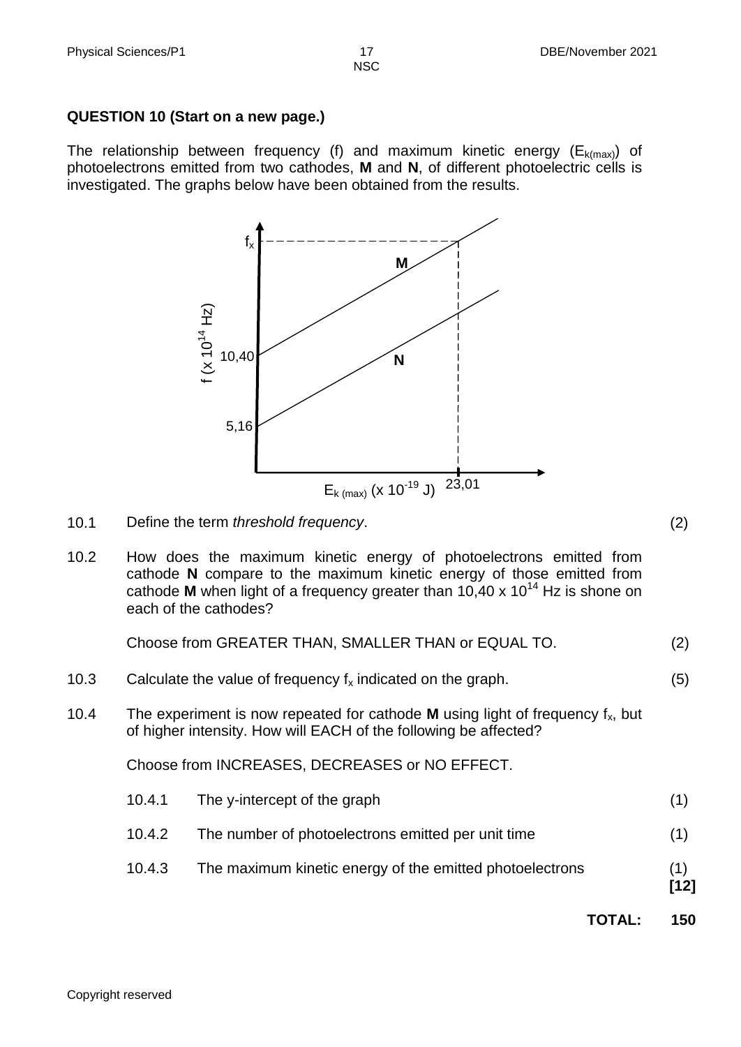## QUESTION 10 (Start on a new page.)

The relationship between frequency (f) and maximum kinetic energy ($E_{k(max)}$) of photoelectrons emitted from two cathodes, **M** and **N**, of different photoelectric cells is investigated. The graphs below have been obtained from the results.

10.1 Define the term *threshold frequency*. (2)

10.2 How does the maximum kinetic energy of photoelectrons emitted from cathode **N** compare to the maximum kinetic energy of those emitted from cathode **M** when light of a frequency greater than $10{,}40 \times 10^{14}$ Hz is shone on each of the cathodes?

Choose from GREATER THAN, SMALLER THAN or EQUAL TO. (2)

10.3 Calculate the value of frequency $f_x$ indicated on the graph. (5)

10.4 The experiment is now repeated for cathode **M** using light of frequency $f_x$, but of higher intensity. How will EACH of the following be affected?

Choose from INCREASES, DECREASES or NO EFFECT.

10.4.1 The y-intercept of the graph (1)

10.4.2 The number of photoelectrons emitted per unit time (1)

10.4.3 The maximum kinetic energy of the emitted photoelectrons (1)
**[12]**

**TOTAL: 150**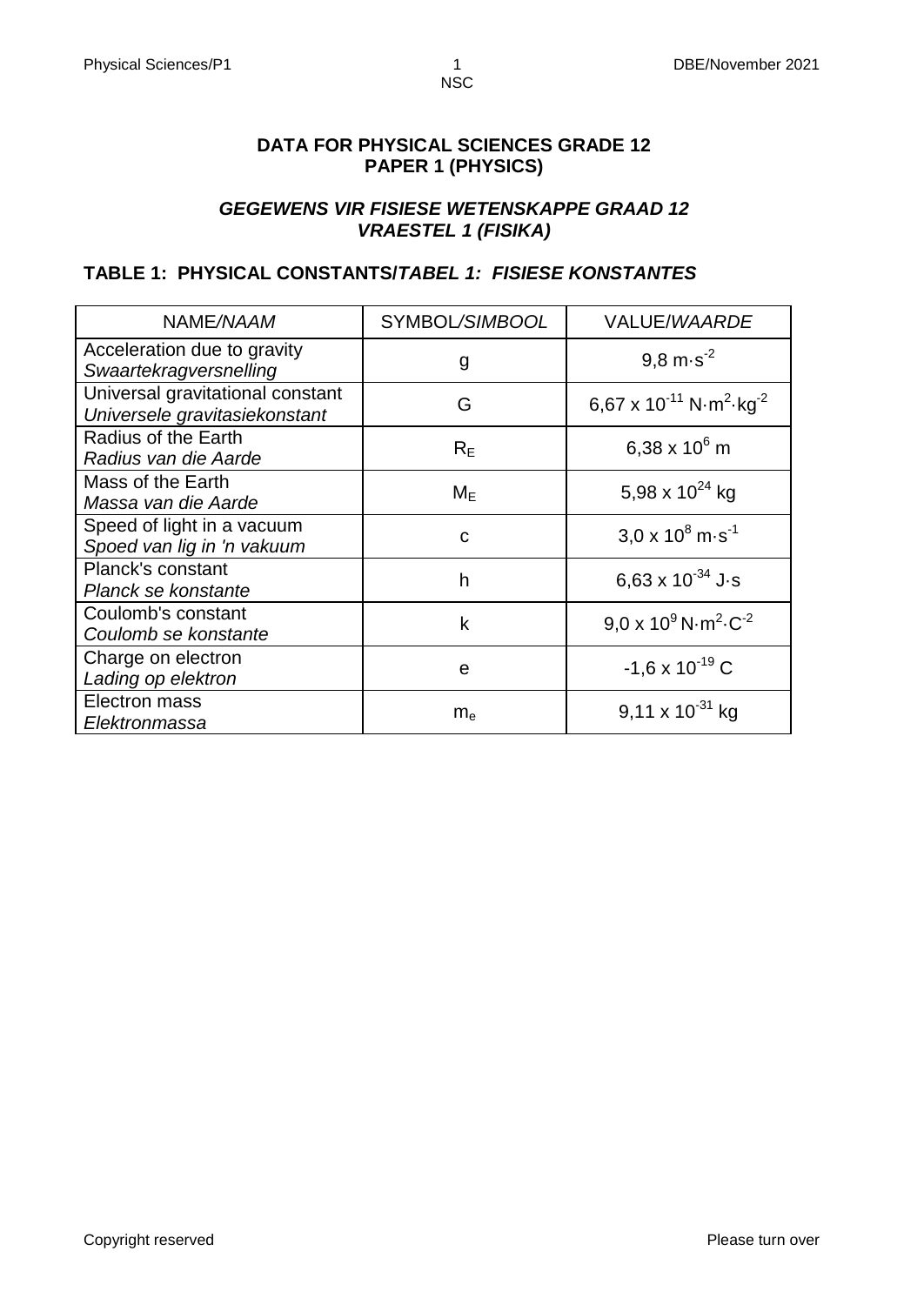# DATA FOR PHYSICAL SCIENCES GRADE 12
# PAPER 1 (PHYSICS)

## *GEGEWENS VIR FISIESE WETENSKAPPE GRAAD 12*
## *VRAESTEL 1 (FISIKA)*

### TABLE 1: PHYSICAL CONSTANTS/*TABEL 1: FISIESE KONSTANTES*

| NAME/*NAAM* | SYMBOL/*SIMBOOL* | VALUE/*WAARDE* |
|---|---|---|
| Acceleration due to gravity<br>*Swaartekragversnelling* | g | $9,8 \text{ m}\cdot\text{s}^{-2}$ |
| Universal gravitational constant<br>*Universele gravitasiekonstant* | G | $6,67 \times 10^{-11} \text{ N}\cdot\text{m}^2\cdot\text{kg}^{-2}$ |
| Radius of the Earth<br>*Radius van die Aarde* | $R_E$ | $6,38 \times 10^6 \text{ m}$ |
| Mass of the Earth<br>*Massa van die Aarde* | $M_E$ | $5,98 \times 10^{24} \text{ kg}$ |
| Speed of light in a vacuum<br>*Spoed van lig in 'n vakuum* | c | $3,0 \times 10^8 \text{ m}\cdot\text{s}^{-1}$ |
| Planck's constant<br>*Planck se konstante* | h | $6,63 \times 10^{-34} \text{ J}\cdot\text{s}$ |
| Coulomb's constant<br>*Coulomb se konstante* | k | $9,0 \times 10^9 \text{ N}\cdot\text{m}^2\cdot\text{C}^{-2}$ |
| Charge on electron<br>*Lading op elektron* | e | $-1,6 \times 10^{-19} \text{ C}$ |
| Electron mass<br>*Elektronmassa* | $m_e$ | $9,11 \times 10^{-31} \text{ kg}$ |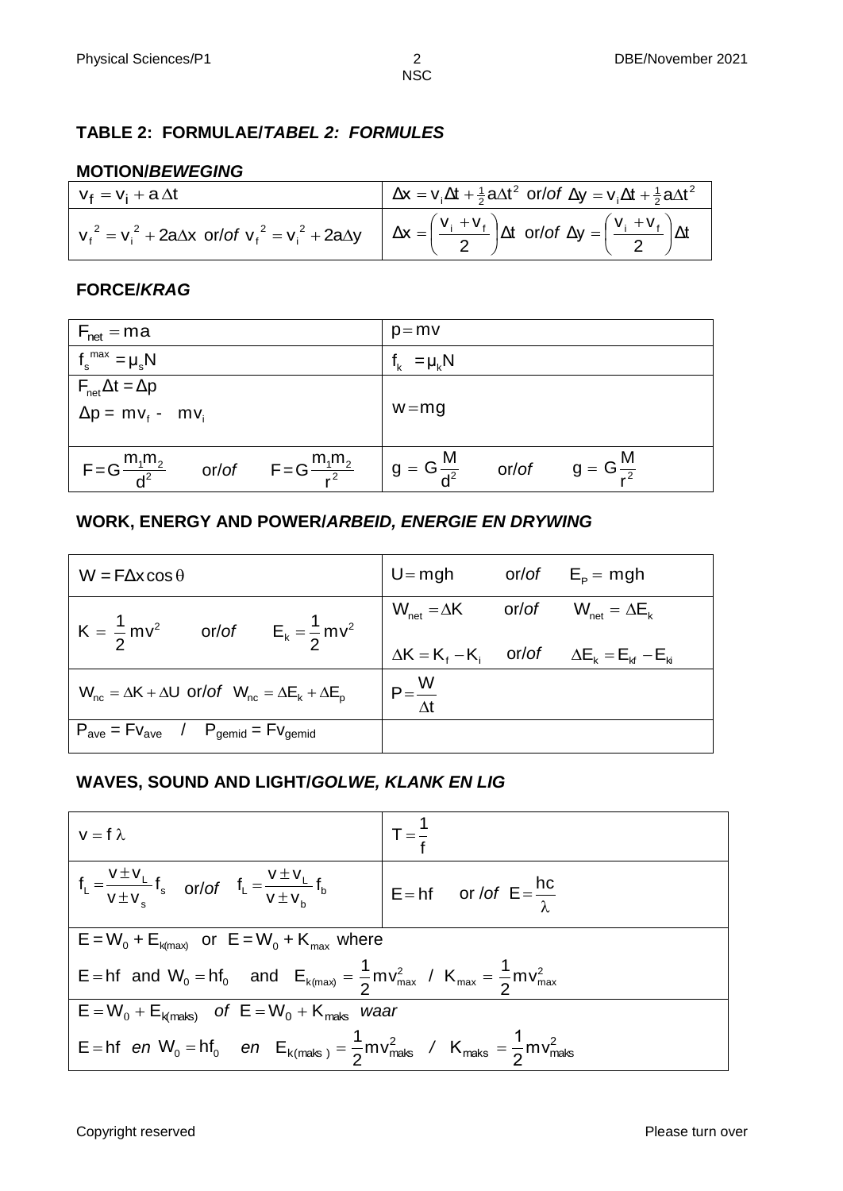## TABLE 2: FORMULAE/*TABEL 2: FORMULES*

### MOTION/*BEWEGING*

| | |
|---|---|
| $v_f = v_i + a\Delta t$ | $\Delta x = v_i\Delta t + \frac{1}{2}a\Delta t^2$ or/*of* $\Delta y = v_i\Delta t + \frac{1}{2}a\Delta t^2$ |
| $v_f^2 = v_i^2 + 2a\Delta x$ or/*of* $v_f^2 = v_i^2 + 2a\Delta y$ | $\Delta x = \left(\frac{v_i + v_f}{2}\right)\Delta t$ or/*of* $\Delta y = \left(\frac{v_i + v_f}{2}\right)\Delta t$ |

### FORCE/*KRAG*

| | |
|---|---|
| $F_{net} = ma$ | $p = mv$ |
| $f_s^{max} = \mu_s N$ | $f_k = \mu_k N$ |
| $F_{net}\Delta t = \Delta p$<br>$\Delta p = mv_f - mv_i$ | $w = mg$ |
| $F = G\frac{m_1 m_2}{d^2}$ or/*of* $F = G\frac{m_1 m_2}{r^2}$ | $g = G\frac{M}{d^2}$ or/*of* $g = G\frac{M}{r^2}$ |

### WORK, ENERGY AND POWER/*ARBEID, ENERGIE EN DRYWING*

| | |
|---|---|
| $W = F\Delta x \cos\theta$ | $U = mgh$ or/*of* $E_P = mgh$ |
| $K = \frac{1}{2}mv^2$ or/*of* $E_k = \frac{1}{2}mv^2$ | $W_{net} = \Delta K$ or/*of* $W_{net} = \Delta E_k$<br>$\Delta K = K_f - K_i$ or/*of* $\Delta E_k = E_{kf} - E_{ki}$ |
| $W_{nc} = \Delta K + \Delta U$ or/*of* $W_{nc} = \Delta E_k + \Delta E_p$ | $P = \frac{W}{\Delta t}$ |
| $P_{ave} = Fv_{ave}$ / $P_{gemid} = Fv_{gemid}$ | |

### WAVES, SOUND AND LIGHT/*GOLWE, KLANK EN LIG*

| | |
|---|---|
| $v = f\lambda$ | $T = \frac{1}{f}$ |
| $f_L = \frac{v \pm v_L}{v \pm v_s} f_s$ or/*of* $f_L = \frac{v \pm v_L}{v \pm v_b} f_b$ | $E = hf$ or /*of* $E = \frac{hc}{\lambda}$ |
| $E = W_0 + E_{k(max)}$ or $E = W_0 + K_{max}$ where<br>$E = hf$ and $W_0 = hf_0$ and $E_{k(max)} = \frac{1}{2}mv_{max}^2$ / $K_{max} = \frac{1}{2}mv_{max}^2$ | |
| $E = W_0 + E_{k(maks)}$ *of* $E = W_0 + K_{maks}$ *waar*<br>$E = hf$ *en* $W_0 = hf_0$ *en* $E_{k(maks)} = \frac{1}{2}mv_{maks}^2$ / $K_{maks} = \frac{1}{2}mv_{maks}^2$ | |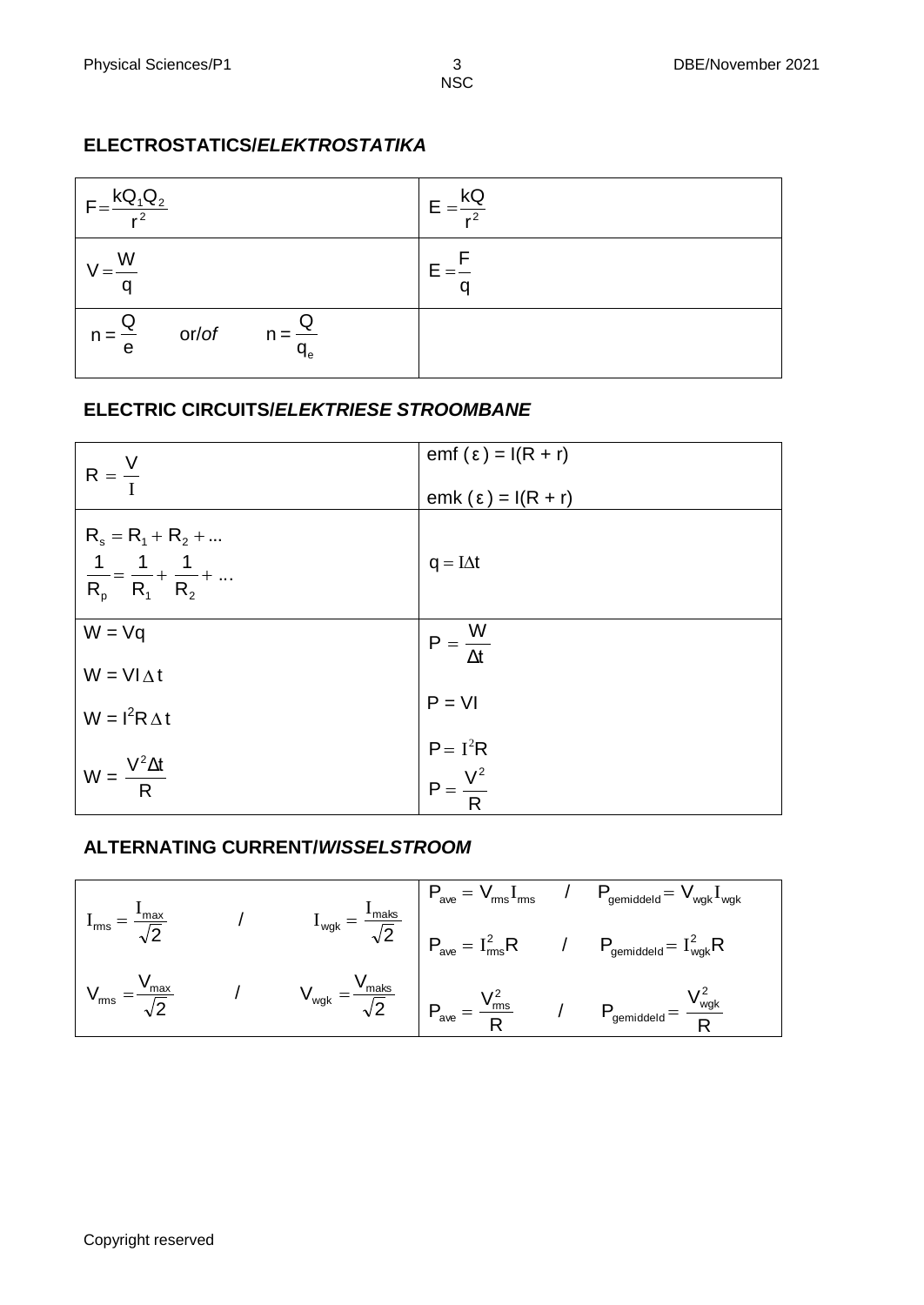## ELECTROSTATICS/*ELEKTROSTATIKA*

| | |
|---|---|
| $F = \frac{kQ_1Q_2}{r^2}$ | $E = \frac{kQ}{r^2}$ |
| $V = \frac{W}{q}$ | $E = \frac{F}{q}$ |
| $n = \frac{Q}{e}$ or/*of* $n = \frac{Q}{q_e}$ | |

## ELECTRIC CIRCUITS/*ELEKTRIESE STROOMBANE*

| | |
|---|---|
| $R = \frac{V}{I}$ | emf ($\varepsilon$) = I(R + r)<br><br>emk ($\varepsilon$) = I(R + r) |
| $R_s = R_1 + R_2 + ...$<br>$\frac{1}{R_p} = \frac{1}{R_1} + \frac{1}{R_2} + ...$ | $q = I\Delta t$ |
| $W = Vq$<br>$W = VI\Delta t$<br>$W = I^2R\Delta t$<br>$W = \frac{V^2\Delta t}{R}$ | $P = \frac{W}{\Delta t}$<br>$P = VI$<br>$P = I^2R$<br>$P = \frac{V^2}{R}$ |

## ALTERNATING CURRENT/*WISSELSTROOM*

| | |
|---|---|
| $I_{rms} = \frac{I_{max}}{\sqrt{2}}$ / $I_{wgk} = \frac{I_{maks}}{\sqrt{2}}$<br><br>$V_{rms} = \frac{V_{max}}{\sqrt{2}}$ / $V_{wgk} = \frac{V_{maks}}{\sqrt{2}}$ | $P_{ave} = V_{rms}I_{rms}$ / $P_{gemiddeld} = V_{wgk}I_{wgk}$<br><br>$P_{ave} = I_{rms}^2R$ / $P_{gemiddeld} = I_{wgk}^2R$<br><br>$P_{ave} = \frac{V_{rms}^2}{R}$ / $P_{gemiddeld} = \frac{V_{wgk}^2}{R}$ |